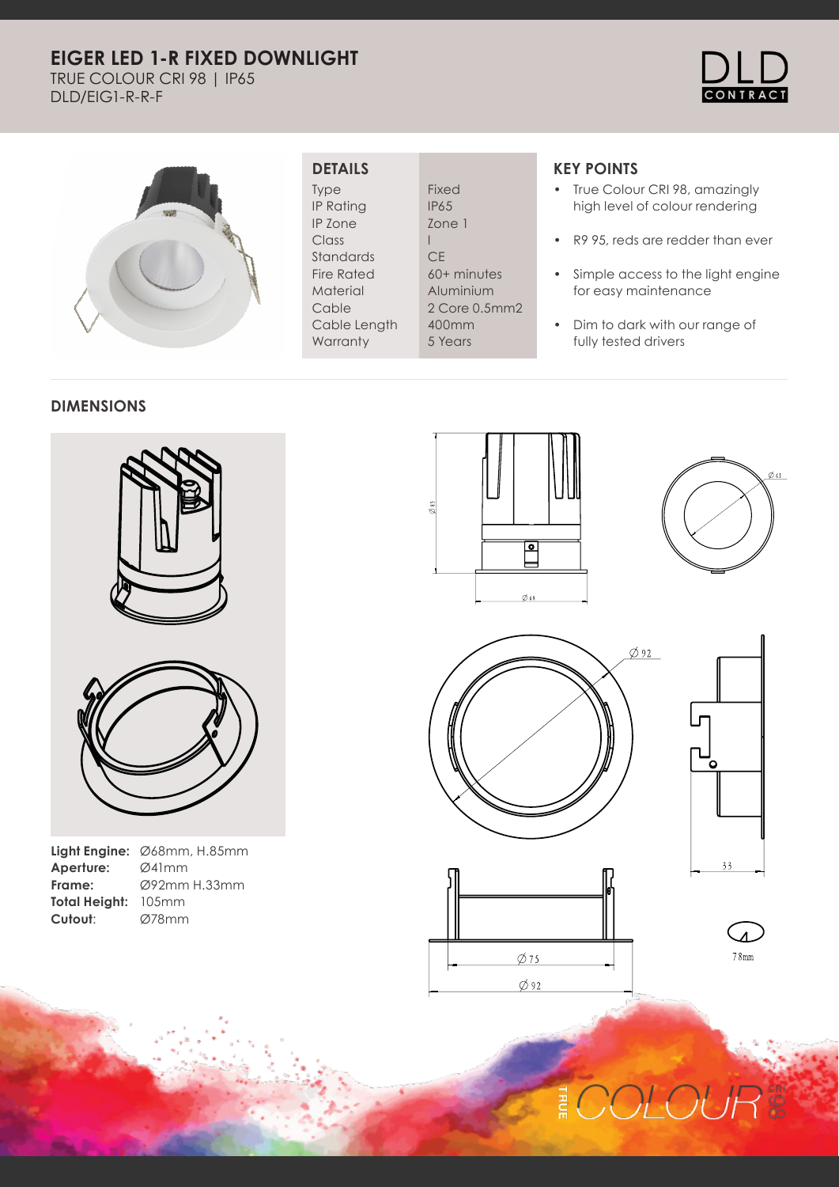# EIGER LED 1-R FIXED DOWNLIGHT

TRUE COLOUR CRI 98 | IP65

DLD/EIG1-R-R-F

## DETAILS

| | |
|---|---|
| Type | Fixed |
| IP Rating | IP65 |
| IP Zone | Zone 1 |
| Class | I |
| Standards | CE |
| Fire Rated | 60+ minutes |
| Material | Aluminium |
| Cable | 2 Core 0.5mm2 |
| Cable Length | 400mm |
| Warranty | 5 Years |

## KEY POINTS

- True Colour CRI 98, amazingly high level of colour rendering
- R9 95, reds are redder than ever
- Simple access to the light engine for easy maintenance
- Dim to dark with our range of fully tested drivers

## DIMENSIONS

**Light Engine:** Ø68mm, H.85mm

**Aperture:** Ø41mm

**Frame:** Ø92mm H.33mm

**Total Height:** 105mm

**Cutout**: Ø78mm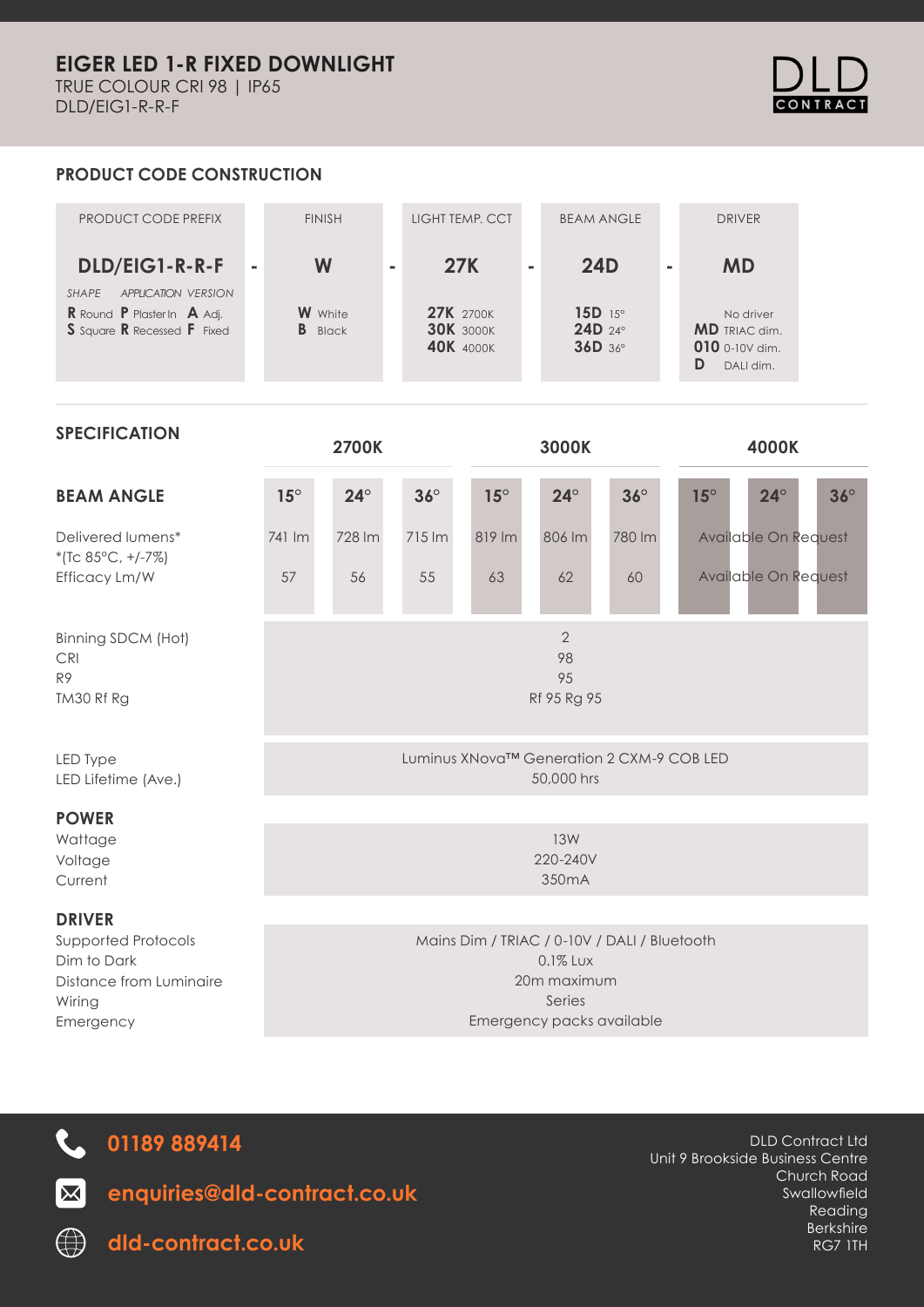# EIGER LED 1-R FIXED DOWNLIGHT

TRUE COLOUR CRI 98 | IP65
DLD/EIG1-R-R-F

DLD CONTRACT

## PRODUCT CODE CONSTRUCTION

| PRODUCT CODE PREFIX | | FINISH | | LIGHT TEMP. CCT | | BEAM ANGLE | | DRIVER |
|---|---|---|---|---|---|---|---|---|
| **DLD/EIG1-R-R-F** | - | **W** | - | **27K** | - | **24D** | - | **MD** |
| *SHAPE* *APPLICATION* *VERSION*<br>**R** Round **P** Plaster In **A** Adj.<br>**S** Square **R** Recessed **F** Fixed | | **W** White<br>**B** Black | | **27K** 2700K<br>**30K** 3000K<br>**40K** 4000K | | **15D** 15°<br>**24D** 24°<br>**36D** 36° | | No driver<br>**MD** TRIAC dim.<br>**010** 0-10V dim.<br>**D** DALI dim. |

## SPECIFICATION

| | 2700K | | | 3000K | | | 4000K | | |
|---|---|---|---|---|---|---|---|---|---|
| **BEAM ANGLE** | 15° | 24° | 36° | 15° | 24° | 36° | 15° | 24° | 36° |
| Delivered lumens*<br>*(Tc 85°C, +/-7%) | 741 lm | 728 lm | 715 lm | 819 lm | 806 lm | 780 lm | Available On Request | | |
| Efficacy Lm/W | 57 | 56 | 55 | 63 | 62 | 60 | Available On Request | | |
| Binning SDCM (Hot) | 2 | | | | | | | | |
| CRI | 98 | | | | | | | | |
| R9 | 95 | | | | | | | | |
| TM30 Rf Rg | Rf 95 Rg 95 | | | | | | | | |
| LED Type | Luminus XNova™ Generation 2 CXM-9 COB LED | | | | | | | | |
| LED Lifetime (Ave.) | 50,000 hrs | | | | | | | | |
| **POWER** | | | | | | | | | |
| Wattage | 13W | | | | | | | | |
| Voltage | 220-240V | | | | | | | | |
| Current | 350mA | | | | | | | | |
| **DRIVER** | | | | | | | | | |
| Supported Protocols | Mains Dim / TRIAC / 0-10V / DALI / Bluetooth | | | | | | | | |
| Dim to Dark | 0.1% Lux | | | | | | | | |
| Distance from Luminaire | 20m maximum | | | | | | | | |
| Wiring | Series | | | | | | | | |
| Emergency | Emergency packs available | | | | | | | | |

**01189 889414**

**enquiries@dld-contract.co.uk**

**dld-contract.co.uk**

DLD Contract Ltd
Unit 9 Brookside Business Centre
Church Road
Swallowfield
Reading
Berkshire
RG7 1TH